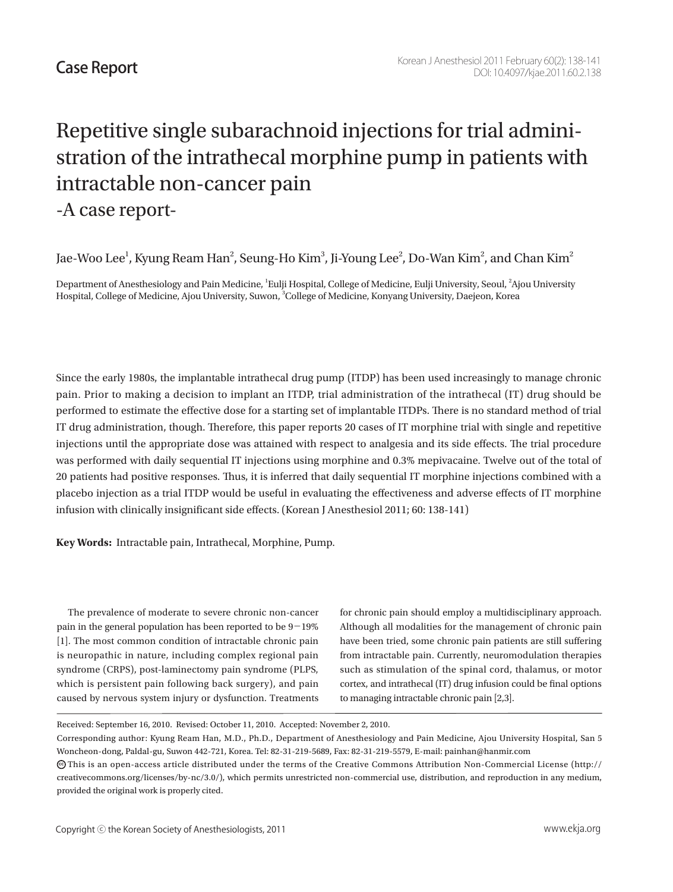Case Report

# Repetitive single subarachnoid injections for trial administration of the intrathecal morphine pump in patients with intractable non-cancer pain
## -A case report-

Jae-Woo Lee[1], Kyung Ream Han[2], Seung-Ho Kim[3], Ji-Young Lee[2], Do-Wan Kim[2], and Chan Kim[2]

Department of Anesthesiology and Pain Medicine, [1]Eulji Hospital, College of Medicine, Eulji University, Seoul, [2]Ajou University Hospital, College of Medicine, Ajou University, Suwon, [3]College of Medicine, Konyang University, Daejeon, Korea

Since the early 1980s, the implantable intrathecal drug pump (ITDP) has been used increasingly to manage chronic pain. Prior to making a decision to implant an ITDP, trial administration of the intrathecal (IT) drug should be performed to estimate the effective dose for a starting set of implantable ITDPs. There is no standard method of trial IT drug administration, though. Therefore, this paper reports 20 cases of IT morphine trial with single and repetitive injections until the appropriate dose was attained with respect to analgesia and its side effects. The trial procedure was performed with daily sequential IT injections using morphine and 0.3% mepivacaine. Twelve out of the total of 20 patients had positive responses. Thus, it is inferred that daily sequential IT morphine injections combined with a placebo injection as a trial ITDP would be useful in evaluating the effectiveness and adverse effects of IT morphine infusion with clinically insignificant side effects. (Korean J Anesthesiol 2011; 60: 138-141)

**Key Words:** Intractable pain, Intrathecal, Morphine, Pump.

The prevalence of moderate to severe chronic non-cancer pain in the general population has been reported to be 9−19% [1]. The most common condition of intractable chronic pain is neuropathic in nature, including complex regional pain syndrome (CRPS), post-laminectomy pain syndrome (PLPS, which is persistent pain following back surgery), and pain caused by nervous system injury or dysfunction. Treatments for chronic pain should employ a multidisciplinary approach. Although all modalities for the management of chronic pain have been tried, some chronic pain patients are still suffering from intractable pain. Currently, neuromodulation therapies such as stimulation of the spinal cord, thalamus, or motor cortex, and intrathecal (IT) drug infusion could be final options to managing intractable chronic pain [2,3].

Received: September 16, 2010. Revised: October 11, 2010. Accepted: November 2, 2010.

Corresponding author: Kyung Ream Han, M.D., Ph.D., Department of Anesthesiology and Pain Medicine, Ajou University Hospital, San 5 Woncheon-dong, Paldal-gu, Suwon 442-721, Korea. Tel: 82-31-219-5689, Fax: 82-31-219-5579, E-mail: painhan@hanmir.com

This is an open-access article distributed under the terms of the Creative Commons Attribution Non-Commercial License (http://creativecommons.org/licenses/by-nc/3.0/), which permits unrestricted non-commercial use, distribution, and reproduction in any medium, provided the original work is properly cited.

Copyright © the Korean Society of Anesthesiologists, 2011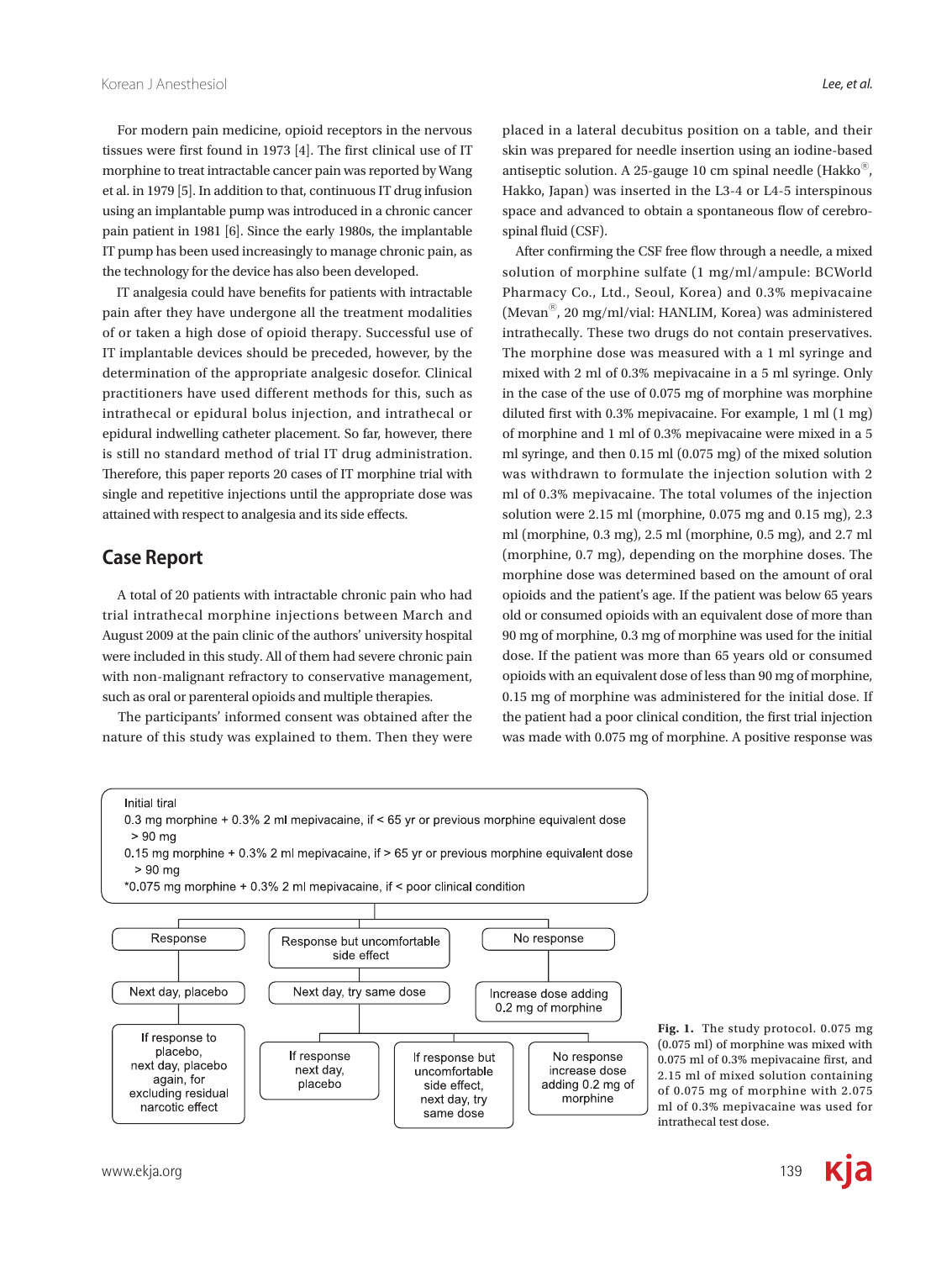For modern pain medicine, opioid receptors in the nervous tissues were first found in 1973 [4]. The first clinical use of IT morphine to treat intractable cancer pain was reported by Wang et al. in 1979 [5]. In addition to that, continuous IT drug infusion using an implantable pump was introduced in a chronic cancer pain patient in 1981 [6]. Since the early 1980s, the implantable IT pump has been used increasingly to manage chronic pain, as the technology for the device has also been developed.

IT analgesia could have benefits for patients with intractable pain after they have undergone all the treatment modalities of or taken a high dose of opioid therapy. Successful use of IT implantable devices should be preceded, however, by the determination of the appropriate analgesic dosefor. Clinical practitioners have used different methods for this, such as intrathecal or epidural bolus injection, and intrathecal or epidural indwelling catheter placement. So far, however, there is still no standard method of trial IT drug administration. Therefore, this paper reports 20 cases of IT morphine trial with single and repetitive injections until the appropriate dose was attained with respect to analgesia and its side effects.

## Case Report

A total of 20 patients with intractable chronic pain who had trial intrathecal morphine injections between March and August 2009 at the pain clinic of the authors' university hospital were included in this study. All of them had severe chronic pain with non-malignant refractory to conservative management, such as oral or parenteral opioids and multiple therapies.

The participants' informed consent was obtained after the nature of this study was explained to them. Then they were placed in a lateral decubitus position on a table, and their skin was prepared for needle insertion using an iodine-based antiseptic solution. A 25-gauge 10 cm spinal needle (Hakko®, Hakko, Japan) was inserted in the L3-4 or L4-5 interspinous space and advanced to obtain a spontaneous flow of cerebrospinal fluid (CSF).

After confirming the CSF free flow through a needle, a mixed solution of morphine sulfate (1 mg/ml/ampule: BCWorld Pharmacy Co., Ltd., Seoul, Korea) and 0.3% mepivacaine (Mevan®, 20 mg/ml/vial: HANLIM, Korea) was administered intrathecally. These two drugs do not contain preservatives. The morphine dose was measured with a 1 ml syringe and mixed with 2 ml of 0.3% mepivacaine in a 5 ml syringe. Only in the case of the use of 0.075 mg of morphine was morphine diluted first with 0.3% mepivacaine. For example, 1 ml (1 mg) of morphine and 1 ml of 0.3% mepivacaine were mixed in a 5 ml syringe, and then 0.15 ml (0.075 mg) of the mixed solution was withdrawn to formulate the injection solution with 2 ml of 0.3% mepivacaine. The total volumes of the injection solution were 2.15 ml (morphine, 0.075 mg and 0.15 mg), 2.3 ml (morphine, 0.3 mg), 2.5 ml (morphine, 0.5 mg), and 2.7 ml (morphine, 0.7 mg), depending on the morphine doses. The morphine dose was determined based on the amount of oral opioids and the patient's age. If the patient was below 65 years old or consumed opioids with an equivalent dose of more than 90 mg of morphine, 0.3 mg of morphine was used for the initial dose. If the patient was more than 65 years old or consumed opioids with an equivalent dose of less than 90 mg of morphine, 0.15 mg of morphine was administered for the initial dose. If the patient had a poor clinical condition, the first trial injection was made with 0.075 mg of morphine. A positive response was

Initial tiral
0.3 mg morphine + 0.3% 2 ml mepivacaine, if < 65 yr or previous morphine equivalent dose > 90 mg
0.15 mg morphine + 0.3% 2 ml mepivacaine, if > 65 yr or previous morphine equivalent dose > 90 mg
*0.075 mg morphine + 0.3% 2 ml mepivacaine, if < poor clinical condition

- Response → Next day, placebo → If response to placebo, next day, placebo again, for excluding residual narcotic effect
- Response but uncomfortable side effect → Next day, try same dose
  - If response next day, placebo
  - If response but uncomfortable side effect, next day, try same dose
  - No response increase dose adding 0.2 mg of morphine
- No response → Increase dose adding 0.2 mg of morphine

**Fig. 1.** The study protocol. 0.075 mg (0.075 ml) of morphine was mixed with 0.075 ml of 0.3% mepivacaine first, and 2.15 ml of mixed solution containing of 0.075 mg of morphine with 2.075 ml of 0.3% mepivacaine was used for intrathecal test dose.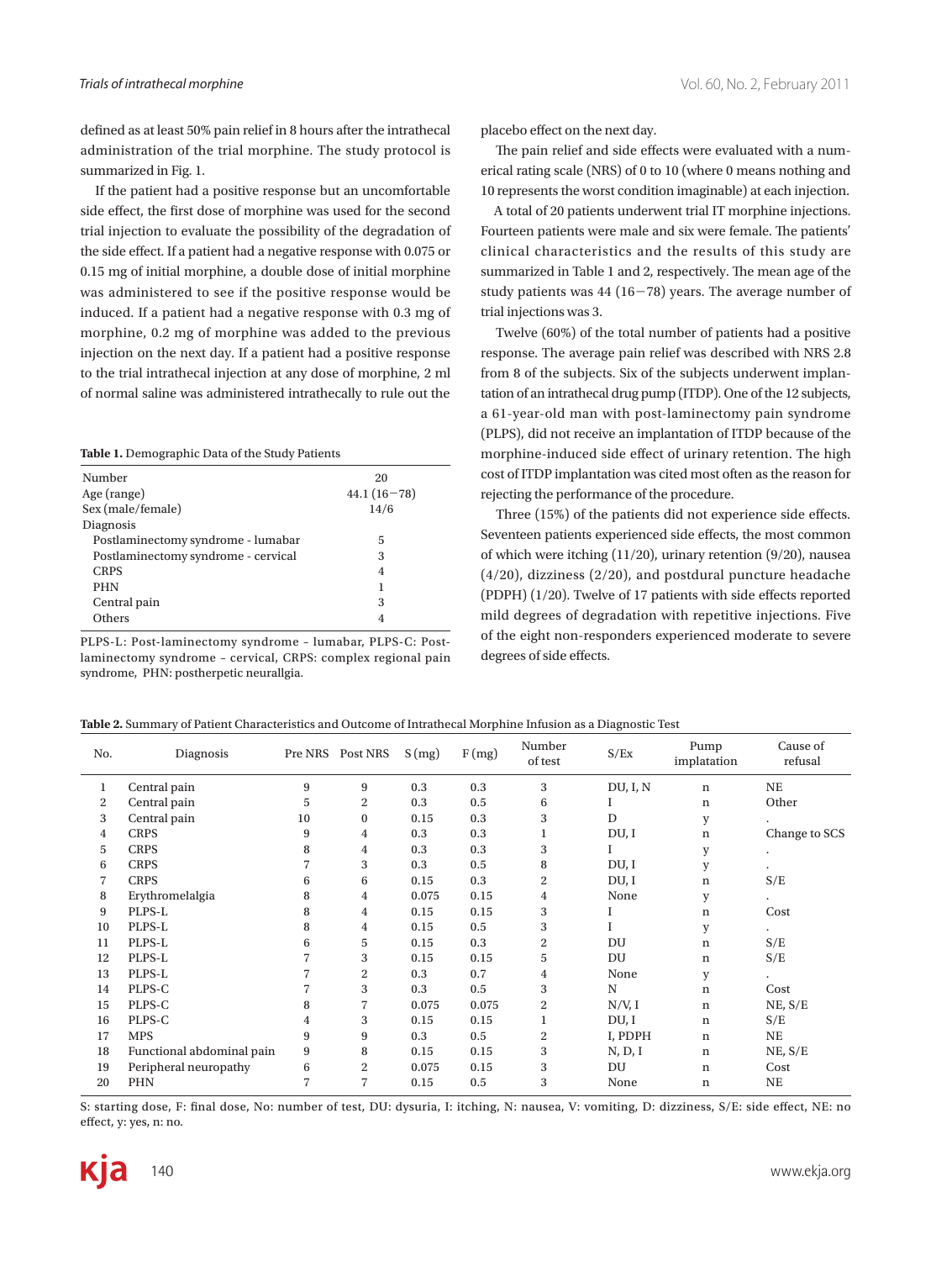defined as at least 50% pain relief in 8 hours after the intrathecal administration of the trial morphine. The study protocol is summarized in Fig. 1.

If the patient had a positive response but an uncomfortable side effect, the first dose of morphine was used for the second trial injection to evaluate the possibility of the degradation of the side effect. If a patient had a negative response with 0.075 or 0.15 mg of initial morphine, a double dose of initial morphine was administered to see if the positive response would be induced. If a patient had a negative response with 0.3 mg of morphine, 0.2 mg of morphine was added to the previous injection on the next day. If a patient had a positive response to the trial intrathecal injection at any dose of morphine, 2 ml of normal saline was administered intrathecally to rule out the placebo effect on the next day.

**Table 1.** Demographic Data of the Study Patients

| | |
|---|---|
| Number | 20 |
| Age (range) | 44.1 (16−78) |
| Sex (male/female) | 14/6 |
| Diagnosis | |
| Postlaminectomy syndrome - lumabar | 5 |
| Postlaminectomy syndrome - cervical | 3 |
| CRPS | 4 |
| PHN | 1 |
| Central pain | 3 |
| Others | 4 |

PLPS-L: Post-laminectomy syndrome – lumabar, PLPS-C: Post-laminectomy syndrome – cervical, CRPS: complex regional pain syndrome, PHN: postherpetic neurallgia.

The pain relief and side effects were evaluated with a numerical rating scale (NRS) of 0 to 10 (where 0 means nothing and 10 represents the worst condition imaginable) at each injection.

A total of 20 patients underwent trial IT morphine injections. Fourteen patients were male and six were female. The patients' clinical characteristics and the results of this study are summarized in Table 1 and 2, respectively. The mean age of the study patients was 44 (16−78) years. The average number of trial injections was 3.

Twelve (60%) of the total number of patients had a positive response. The average pain relief was described with NRS 2.8 from 8 of the subjects. Six of the subjects underwent implantation of an intrathecal drug pump (ITDP). One of the 12 subjects, a 61-year-old man with post-laminectomy pain syndrome (PLPS), did not receive an implantation of ITDP because of the morphine-induced side effect of urinary retention. The high cost of ITDP implantation was cited most often as the reason for rejecting the performance of the procedure.

Three (15%) of the patients did not experience side effects. Seventeen patients experienced side effects, the most common of which were itching (11/20), urinary retention (9/20), nausea (4/20), dizziness (2/20), and postdural puncture headache (PDPH) (1/20). Twelve of 17 patients with side effects reported mild degrees of degradation with repetitive injections. Five of the eight non-responders experienced moderate to severe degrees of side effects.

**Table 2.** Summary of Patient Characteristics and Outcome of Intrathecal Morphine Infusion as a Diagnostic Test

| No. | Diagnosis | Pre NRS | Post NRS | S (mg) | F (mg) | Number of test | S/Ex | Pump implatation | Cause of refusal |
|---|---|---|---|---|---|---|---|---|---|
| 1 | Central pain | 9 | 9 | 0.3 | 0.3 | 3 | DU, I, N | n | NE |
| 2 | Central pain | 5 | 2 | 0.3 | 0.5 | 6 | I | n | Other |
| 3 | Central pain | 10 | 0 | 0.15 | 0.3 | 3 | D | y | . |
| 4 | CRPS | 9 | 4 | 0.3 | 0.3 | 1 | DU, I | n | Change to SCS |
| 5 | CRPS | 8 | 4 | 0.3 | 0.3 | 3 | I | y | . |
| 6 | CRPS | 7 | 3 | 0.3 | 0.5 | 8 | DU, I | y | . |
| 7 | CRPS | 6 | 6 | 0.15 | 0.3 | 2 | DU, I | n | S/E |
| 8 | Erythromelalgia | 8 | 4 | 0.075 | 0.15 | 4 | None | y | . |
| 9 | PLPS-L | 8 | 4 | 0.15 | 0.15 | 3 | I | n | Cost |
| 10 | PLPS-L | 8 | 4 | 0.15 | 0.5 | 3 | I | y | . |
| 11 | PLPS-L | 6 | 5 | 0.15 | 0.3 | 2 | DU | n | S/E |
| 12 | PLPS-L | 7 | 3 | 0.15 | 0.15 | 5 | DU | n | S/E |
| 13 | PLPS-L | 7 | 2 | 0.3 | 0.7 | 4 | None | y | . |
| 14 | PLPS-C | 7 | 3 | 0.3 | 0.5 | 3 | N | n | Cost |
| 15 | PLPS-C | 8 | 7 | 0.075 | 0.075 | 2 | N/V, I | n | NE, S/E |
| 16 | PLPS-C | 4 | 3 | 0.15 | 0.15 | 1 | DU, I | n | S/E |
| 17 | MPS | 9 | 9 | 0.3 | 0.5 | 2 | I, PDPH | n | NE |
| 18 | Functional abdominal pain | 9 | 8 | 0.15 | 0.15 | 3 | N, D, I | n | NE, S/E |
| 19 | Peripheral neuropathy | 6 | 2 | 0.075 | 0.15 | 3 | DU | n | Cost |
| 20 | PHN | 7 | 7 | 0.15 | 0.5 | 3 | None | n | NE |

S: starting dose, F: final dose, No: number of test, DU: dysuria, I: itching, N: nausea, V: vomiting, D: dizziness, S/E: side effect, NE: no effect, y: yes, n: no.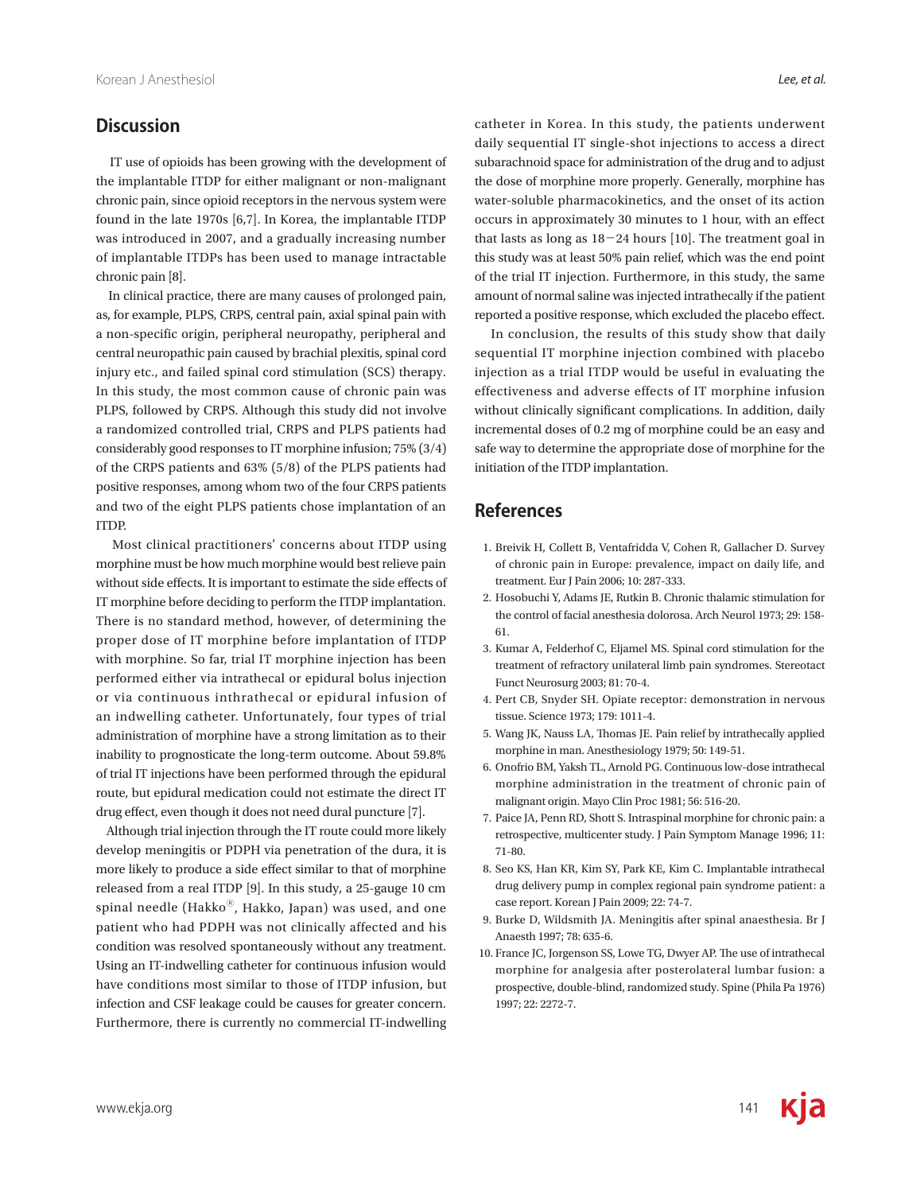## Discussion

IT use of opioids has been growing with the development of the implantable ITDP for either malignant or non-malignant chronic pain, since opioid receptors in the nervous system were found in the late 1970s [6,7]. In Korea, the implantable ITDP was introduced in 2007, and a gradually increasing number of implantable ITDPs has been used to manage intractable chronic pain [8].

In clinical practice, there are many causes of prolonged pain, as, for example, PLPS, CRPS, central pain, axial spinal pain with a non-specific origin, peripheral neuropathy, peripheral and central neuropathic pain caused by brachial plexitis, spinal cord injury etc., and failed spinal cord stimulation (SCS) therapy. In this study, the most common cause of chronic pain was PLPS, followed by CRPS. Although this study did not involve a randomized controlled trial, CRPS and PLPS patients had considerably good responses to IT morphine infusion; 75% (3/4) of the CRPS patients and 63% (5/8) of the PLPS patients had positive responses, among whom two of the four CRPS patients and two of the eight PLPS patients chose implantation of an ITDP.

Most clinical practitioners' concerns about ITDP using morphine must be how much morphine would best relieve pain without side effects. It is important to estimate the side effects of IT morphine before deciding to perform the ITDP implantation. There is no standard method, however, of determining the proper dose of IT morphine before implantation of ITDP with morphine. So far, trial IT morphine injection has been performed either via intrathecal or epidural bolus injection or via continuous inthrathecal or epidural infusion of an indwelling catheter. Unfortunately, four types of trial administration of morphine have a strong limitation as to their inability to prognosticate the long-term outcome. About 59.8% of trial IT injections have been performed through the epidural route, but epidural medication could not estimate the direct IT drug effect, even though it does not need dural puncture [7].

Although trial injection through the IT route could more likely develop meningitis or PDPH via penetration of the dura, it is more likely to produce a side effect similar to that of morphine released from a real ITDP [9]. In this study, a 25-gauge 10 cm spinal needle (Hakko®, Hakko, Japan) was used, and one patient who had PDPH was not clinically affected and his condition was resolved spontaneously without any treatment. Using an IT-indwelling catheter for continuous infusion would have conditions most similar to those of ITDP infusion, but infection and CSF leakage could be causes for greater concern. Furthermore, there is currently no commercial IT-indwelling catheter in Korea. In this study, the patients underwent daily sequential IT single-shot injections to access a direct subarachnoid space for administration of the drug and to adjust the dose of morphine more properly. Generally, morphine has water-soluble pharmacokinetics, and the onset of its action occurs in approximately 30 minutes to 1 hour, with an effect that lasts as long as 18−24 hours [10]. The treatment goal in this study was at least 50% pain relief, which was the end point of the trial IT injection. Furthermore, in this study, the same amount of normal saline was injected intrathecally if the patient reported a positive response, which excluded the placebo effect.

In conclusion, the results of this study show that daily sequential IT morphine injection combined with placebo injection as a trial ITDP would be useful in evaluating the effectiveness and adverse effects of IT morphine infusion without clinically significant complications. In addition, daily incremental doses of 0.2 mg of morphine could be an easy and safe way to determine the appropriate dose of morphine for the initiation of the ITDP implantation.

## References

1. Breivik H, Collett B, Ventafridda V, Cohen R, Gallacher D. Survey of chronic pain in Europe: prevalence, impact on daily life, and treatment. Eur J Pain 2006; 10: 287-333.
2. Hosobuchi Y, Adams JE, Rutkin B. Chronic thalamic stimulation for the control of facial anesthesia dolorosa. Arch Neurol 1973; 29: 158-61.
3. Kumar A, Felderhof C, Eljamel MS. Spinal cord stimulation for the treatment of refractory unilateral limb pain syndromes. Stereotact Funct Neurosurg 2003; 81: 70-4.
4. Pert CB, Snyder SH. Opiate receptor: demonstration in nervous tissue. Science 1973; 179: 1011-4.
5. Wang JK, Nauss LA, Thomas JE. Pain relief by intrathecally applied morphine in man. Anesthesiology 1979; 50: 149-51.
6. Onofrio BM, Yaksh TL, Arnold PG. Continuous low-dose intrathecal morphine administration in the treatment of chronic pain of malignant origin. Mayo Clin Proc 1981; 56: 516-20.
7. Paice JA, Penn RD, Shott S. Intraspinal morphine for chronic pain: a retrospective, multicenter study. J Pain Symptom Manage 1996; 11: 71-80.
8. Seo KS, Han KR, Kim SY, Park KE, Kim C. Implantable intrathecal drug delivery pump in complex regional pain syndrome patient: a case report. Korean J Pain 2009; 22: 74-7.
9. Burke D, Wildsmith JA. Meningitis after spinal anaesthesia. Br J Anaesth 1997; 78: 635-6.
10. France JC, Jorgenson SS, Lowe TG, Dwyer AP. The use of intrathecal morphine for analgesia after posterolateral lumbar fusion: a prospective, double-blind, randomized study. Spine (Phila Pa 1976) 1997; 22: 2272-7.